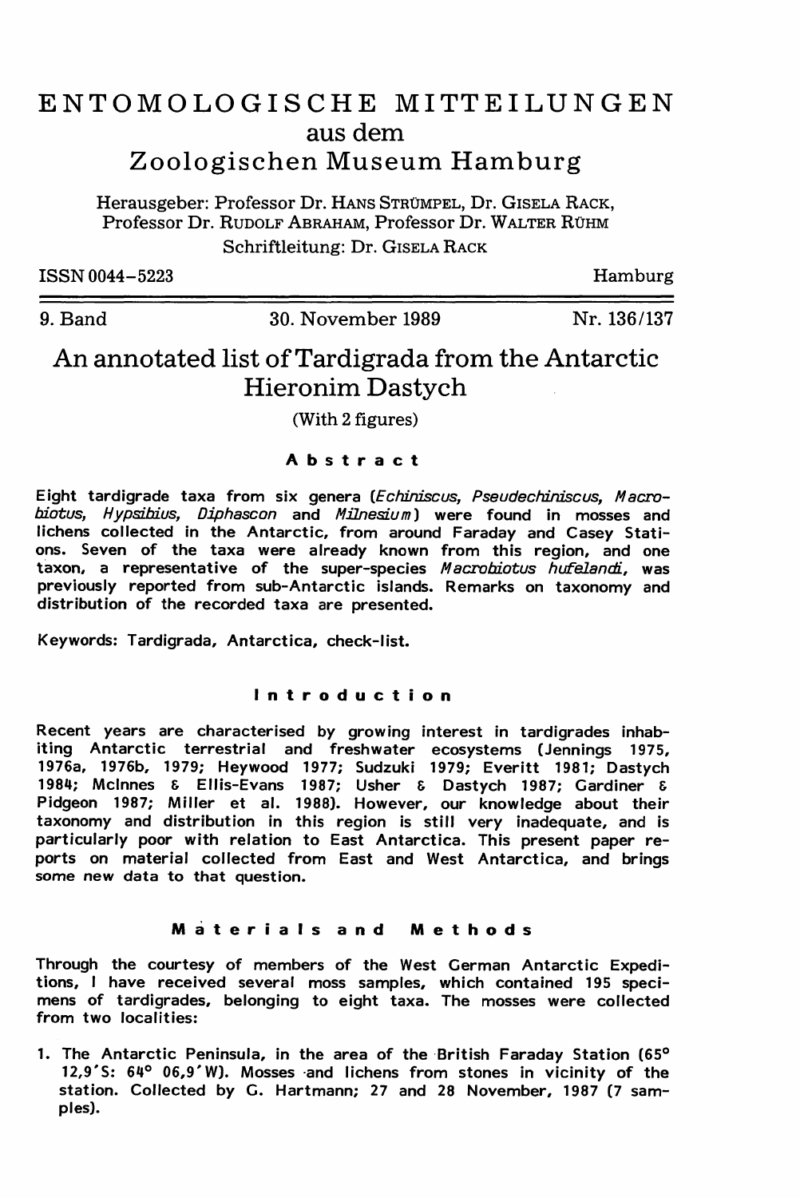# ENTOMOLOGISCHE MITTEILUNGEN aus dem Zoologischen Museum Hamburg

Herausgeber: Professor Dr. HANS STRÜMPEL, Dr. GISELA RACK, Professor Dr. RUDOLF ABRAHAM, Professor Dr. WALTER RÜHM

Schriftleitung: Dr. GISELA RACK

ISSN 0044-5223 Hamburg

9. Band 30. November 1989 Nr. 136/137

## An annotated list of Tardigrada from the Antarctic

Hieronim Dastych

(With 2 figures)

### Abstract

Eight tardigrade taxa from six genera (*Echiniscus*, *Pseudechiniscus*, *Macrobiotus*, *Hypsibius*, *Diphascon* and *Milnesium*) were found in mosses and lichens collected in the Antarctic, from around Faraday and Casey Stations. Seven of the taxa were already known from this region, and one taxon, a representative of the super-species *Macrobiotus hufelandi*, was previously reported from sub-Antarctic islands. Remarks on taxonomy and distribution of the recorded taxa are presented.

Keywords: Tardigrada, Antarctica, check-list.

### Introduction

Recent years are characterised by growing interest in tardigrades inhabiting Antarctic terrestrial and freshwater ecosystems (Jennings 1975, 1976a, 1976b, 1979; Heywood 1977; Sudzuki 1979; Everitt 1981; Dastych 1984; McInnes & Ellis-Evans 1987; Usher & Dastych 1987; Gardiner & Pidgeon 1987; Miller et al. 1988). However, our knowledge about their taxonomy and distribution in this region is still very inadequate, and is particularly poor with relation to East Antarctica. This present paper reports on material collected from East and West Antarctica, and brings some new data to that question.

### Materials and Methods

Through the courtesy of members of the West German Antarctic Expeditions, I have received several moss samples, which contained 195 specimens of tardigrades, belonging to eight taxa. The mosses were collected from two localities:

1. The Antarctic Peninsula, in the area of the British Faraday Station (65° 12,9'S: 64° 06,9'W). Mosses and lichens from stones in vicinity of the station. Collected by G. Hartmann; 27 and 28 November, 1987 (7 samples).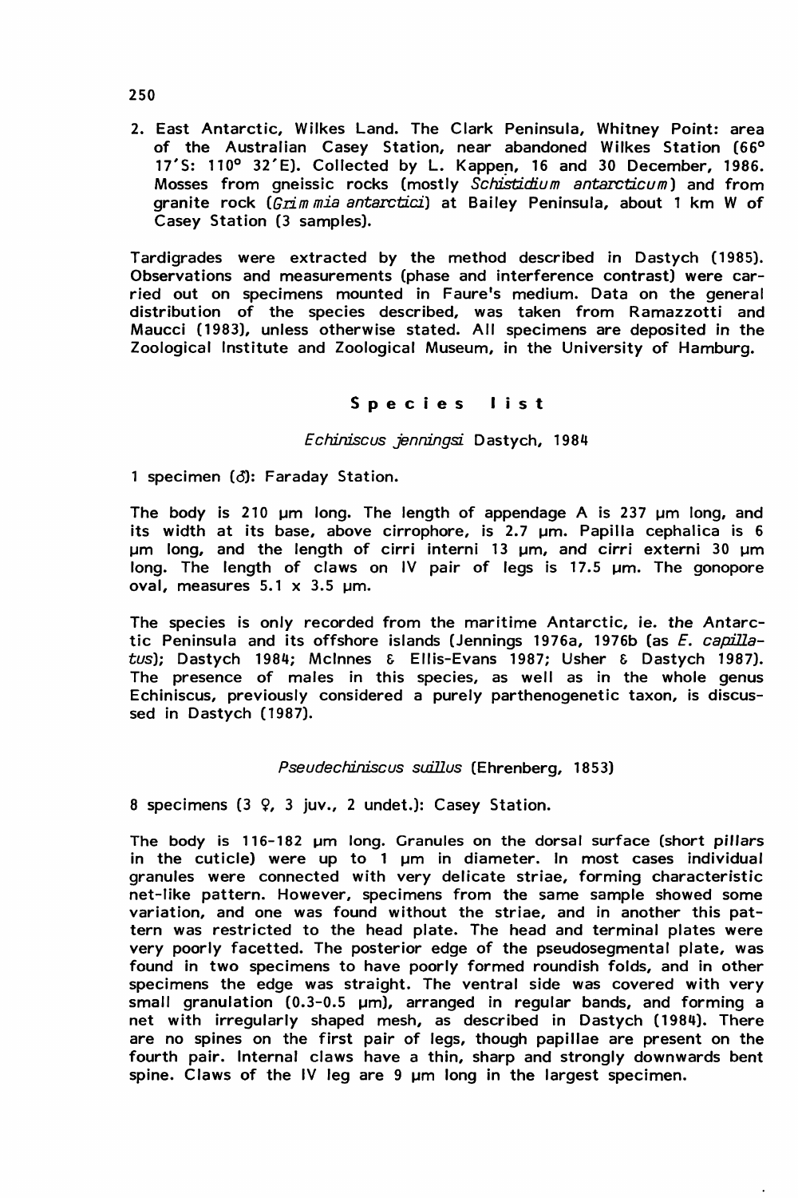2. East Antarctic, Wilkes Land. The Clark Peninsula, Whitney Point: area of the Australian Casey Station, near abandoned Wilkes Station (66° 17'S: 110° 32'E). Collected by L. Kappen, 16 and 30 December, 1986. Mosses from gneissic rocks (mostly *Schistidium antarcticum*) and from granite rock (*Grimmia antarctici*) at Bailey Peninsula, about 1 km W of Casey Station (3 samples).

Tardigrades were extracted by the method described in Dastych (1985). Observations and measurements (phase and interference contrast) were carried out on specimens mounted in Faure's medium. Data on the general distribution of the species described, was taken from Ramazzotti and Maucci (1983), unless otherwise stated. All specimens are deposited in the Zoological Institute and Zoological Museum, in the University of Hamburg.

## Species list

### *Echiniscus jenningsi* Dastych, 1984

1 specimen (♂): Faraday Station.

The body is 210 µm long. The length of appendage A is 237 µm long, and its width at its base, above cirrophore, is 2.7 µm. Papilla cephalica is 6 µm long, and the length of cirri interni 13 µm, and cirri externi 30 µm long. The length of claws on IV pair of legs is 17.5 µm. The gonopore oval, measures 5.1 x 3.5 µm.

The species is only recorded from the maritime Antarctic, ie. the Antarctic Peninsula and its offshore islands (Jennings 1976a, 1976b (as *E. capillatus*); Dastych 1984; McInnes & Ellis-Evans 1987; Usher & Dastych 1987). The presence of males in this species, as well as in the whole genus Echiniscus, previously considered a purely parthenogenetic taxon, is discussed in Dastych (1987).

### *Pseudechiniscus suillus* (Ehrenberg, 1853)

8 specimens (3 ♀, 3 juv., 2 undet.): Casey Station.

The body is 116-182 µm long. Granules on the dorsal surface (short pillars in the cuticle) were up to 1 µm in diameter. In most cases individual granules were connected with very delicate striae, forming characteristic net-like pattern. However, specimens from the same sample showed some variation, and one was found without the striae, and in another this pattern was restricted to the head plate. The head and terminal plates were very poorly facetted. The posterior edge of the pseudosegmental plate, was found in two specimens to have poorly formed roundish folds, and in other specimens the edge was straight. The ventral side was covered with very small granulation (0.3-0.5 µm), arranged in regular bands, and forming a net with irregularly shaped mesh, as described in Dastych (1984). There are no spines on the first pair of legs, though papillae are present on the fourth pair. Internal claws have a thin, sharp and strongly downwards bent spine. Claws of the IV leg are 9 µm long in the largest specimen.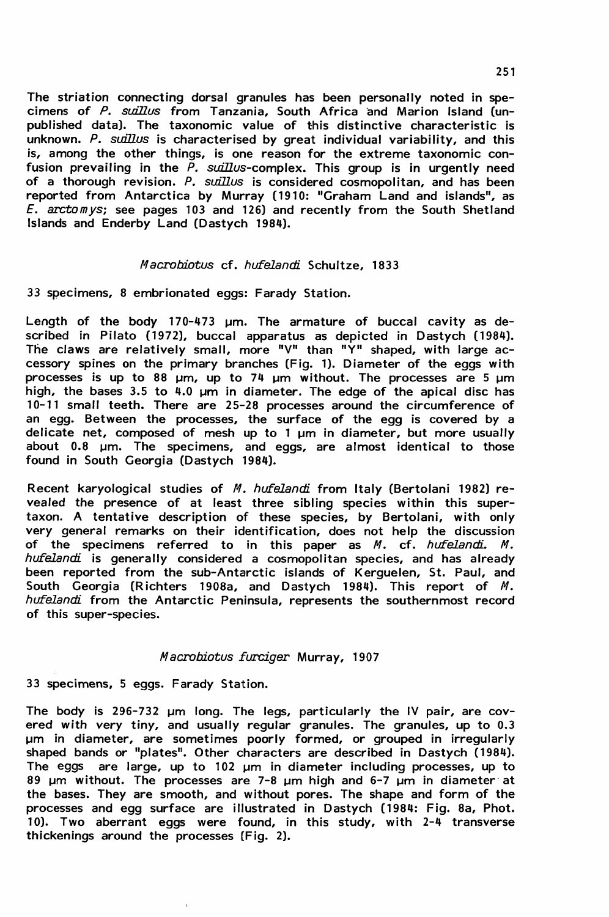The striation connecting dorsal granules has been personally noted in specimens of *P. suillus* from Tanzania, South Africa and Marion Island (unpublished data). The taxonomic value of this distinctive characteristic is unknown. *P. suillus* is characterised by great individual variability, and this is, among the other things, is one reason for the extreme taxonomic confusion prevailing in the *P. suillus*-complex. This group is in urgently need of a thorough revision. *P. suillus* is considered cosmopolitan, and has been reported from Antarctica by Murray (1910: "Graham Land and islands", as *E. arctomys*; see pages 103 and 126) and recently from the South Shetland Islands and Enderby Land (Dastych 1984).

### *Macrobiotus* cf. *hufelandi* Schultze, 1833

33 specimens, 8 embrionated eggs: Farady Station.

Length of the body 170-473 µm. The armature of buccal cavity as described in Pilato (1972), buccal apparatus as depicted in Dastych (1984). The claws are relatively small, more "V" than "Y" shaped, with large accessory spines on the primary branches (Fig. 1). Diameter of the eggs with processes is up to 88 µm, up to 74 µm without. The processes are 5 µm high, the bases 3.5 to 4.0 µm in diameter. The edge of the apical disc has 10-11 small teeth. There are 25-28 processes around the circumference of an egg. Between the processes, the surface of the egg is covered by a delicate net, composed of mesh up to 1 µm in diameter, but more usually about 0.8 µm. The specimens, and eggs, are almost identical to those found in South Georgia (Dastych 1984).

Recent karyological studies of *M. hufelandi* from Italy (Bertolani 1982) revealed the presence of at least three sibling species within this supertaxon. A tentative description of these species, by Bertolani, with only very general remarks on their identification, does not help the discussion of the specimens referred to in this paper as *M.* cf. *hufelandi*. *M. hufelandi* is generally considered a cosmopolitan species, and has already been reported from the sub-Antarctic islands of Kerguelen, St. Paul, and South Georgia (Richters 1908a, and Dastych 1984). This report of *M. hufelandi* from the Antarctic Peninsula, represents the southernmost record of this super-species.

### *Macrobiotus furciger* Murray, 1907

33 specimens, 5 eggs. Farady Station.

The body is 296-732 µm long. The legs, particularly the IV pair, are covered with very tiny, and usually regular granules. The granules, up to 0.3 µm in diameter, are sometimes poorly formed, or grouped in irregularly shaped bands or "plates". Other characters are described in Dastych (1984). The eggs are large, up to 102 µm in diameter including processes, up to 89 µm without. The processes are 7-8 µm high and 6-7 µm in diameter at the bases. They are smooth, and without pores. The shape and form of the processes and egg surface are illustrated in Dastych (1984: Fig. 8a, Phot. 10). Two aberrant eggs were found, in this study, with 2-4 transverse thickenings around the processes (Fig. 2).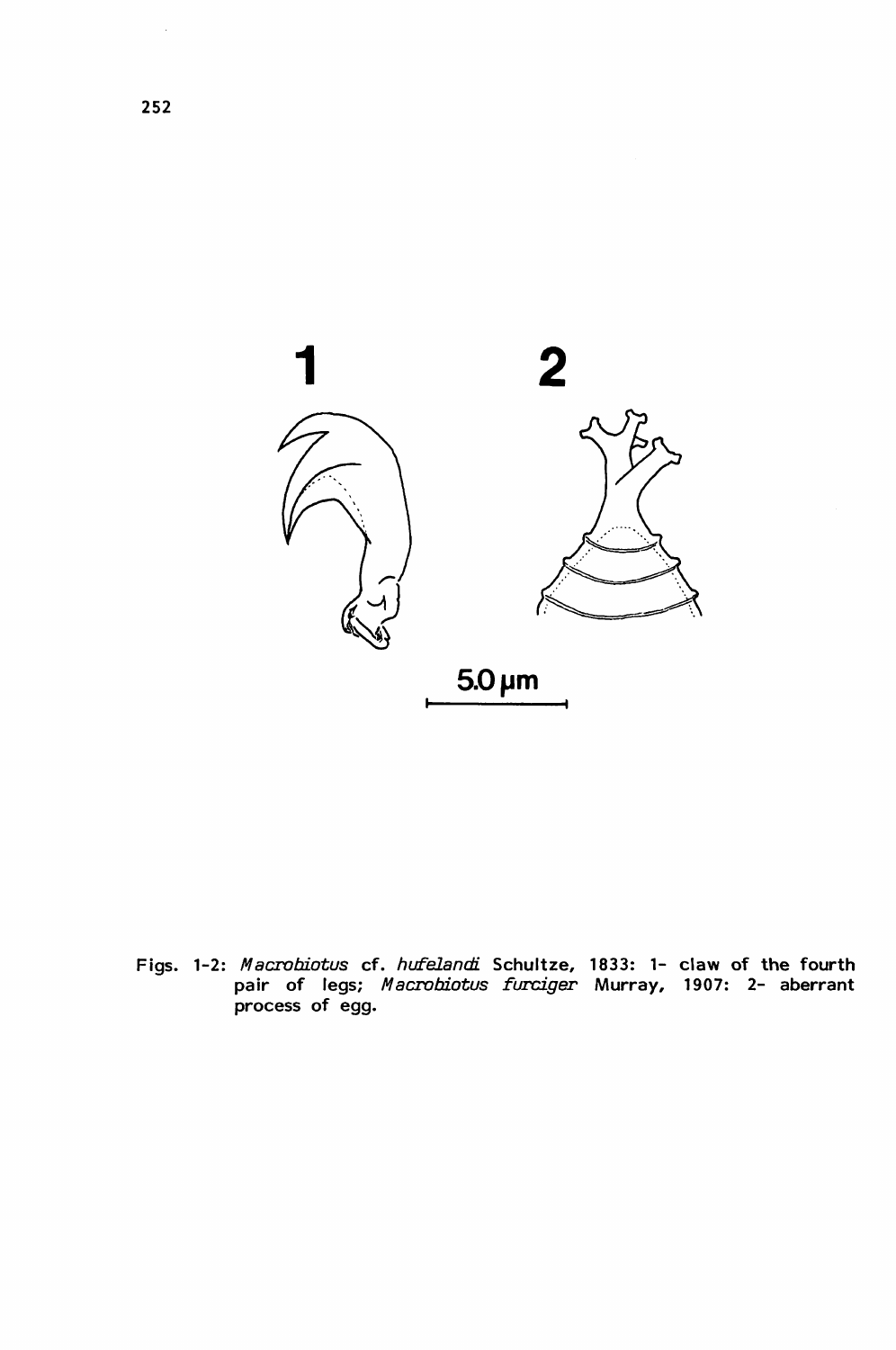Figs. 1-2: *Macrobiotus* cf. *hufelandi* Schultze, 1833: 1- claw of the fourth pair of legs; *Macrobiotus furciger* Murray, 1907: 2- aberrant process of egg.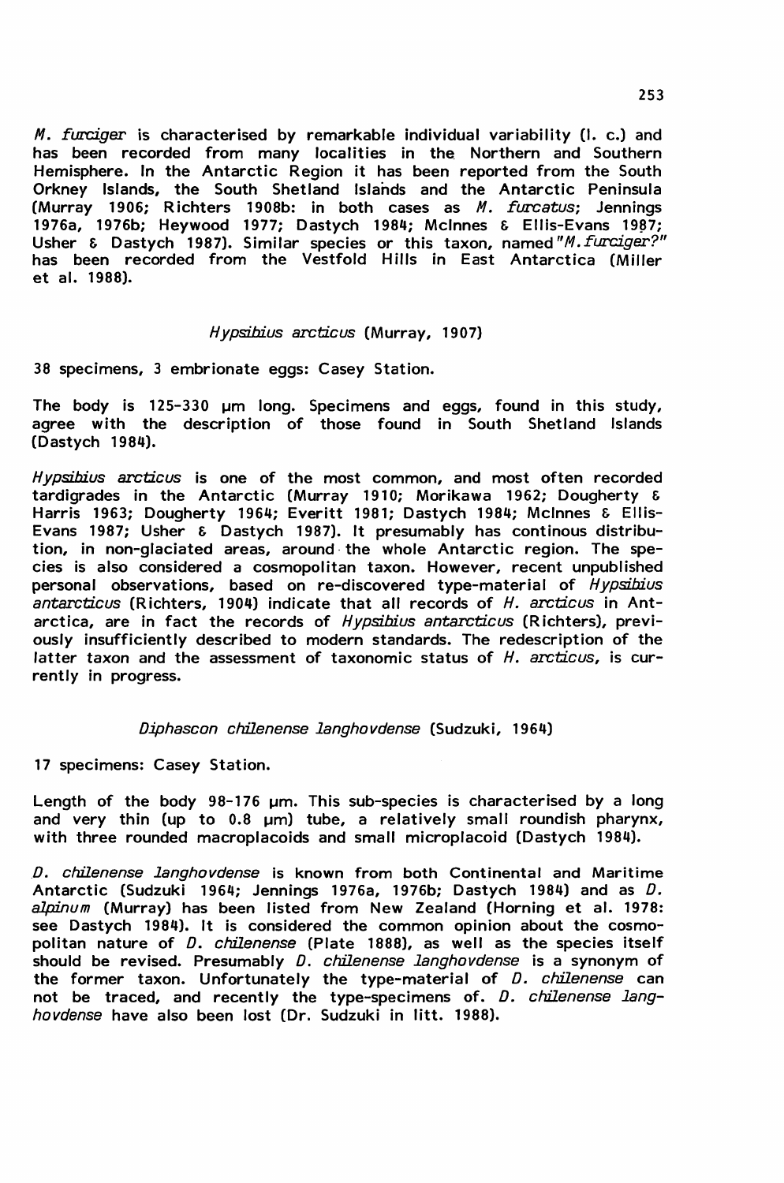*M. furciger* is characterised by remarkable individual variability (l. c.) and has been recorded from many localities in the Northern and Southern Hemisphere. In the Antarctic Region it has been reported from the South Orkney Islands, the South Shetland Islands and the Antarctic Peninsula (Murray 1906; Richters 1908b: in both cases as *M. furcatus*; Jennings 1976a, 1976b; Heywood 1977; Dastych 1984; McInnes & Ellis-Evans 1987; Usher & Dastych 1987). Similar species or this taxon, named "*M. furciger?*" has been recorded from the Vestfold Hills in East Antarctica (Miller et al. 1988).

### *Hypsibius arcticus* (Murray, 1907)

38 specimens, 3 embrionate eggs: Casey Station.

The body is 125-330 µm long. Specimens and eggs, found in this study, agree with the description of those found in South Shetland Islands (Dastych 1984).

*Hypsibius arcticus* is one of the most common, and most often recorded tardigrades in the Antarctic (Murray 1910; Morikawa 1962; Dougherty & Harris 1963; Dougherty 1964; Everitt 1981; Dastych 1984; McInnes & Ellis-Evans 1987; Usher & Dastych 1987). It presumably has continous distribution, in non-glaciated areas, around the whole Antarctic region. The species is also considered a cosmopolitan taxon. However, recent unpublished personal observations, based on re-discovered type-material of *Hypsibius antarcticus* (Richters, 1904) indicate that all records of *H. arcticus* in Antarctica, are in fact the records of *Hypsibius antarcticus* (Richters), previously insufficiently described to modern standards. The redescription of the latter taxon and the assessment of taxonomic status of *H. arcticus*, is currently in progress.

### *Diphascon chilenense langhovdense* (Sudzuki, 1964)

17 specimens: Casey Station.

Length of the body 98-176 µm. This sub-species is characterised by a long and very thin (up to 0.8 µm) tube, a relatively small roundish pharynx, with three rounded macroplacoids and small microplacoid (Dastych 1984).

*D. chilenense langhovdense* is known from both Continental and Maritime Antarctic (Sudzuki 1964; Jennings 1976a, 1976b; Dastych 1984) and as *D. alpinum* (Murray) has been listed from New Zealand (Horning et al. 1978: see Dastych 1984). It is considered the common opinion about the cosmopolitan nature of *D. chilenense* (Plate 1888), as well as the species itself should be revised. Presumably *D. chilenense langhovdense* is a synonym of the former taxon. Unfortunately the type-material of *D. chilenense* can not be traced, and recently the type-specimens of. *D. chilenense langhovdense* have also been lost (Dr. Sudzuki in litt. 1988).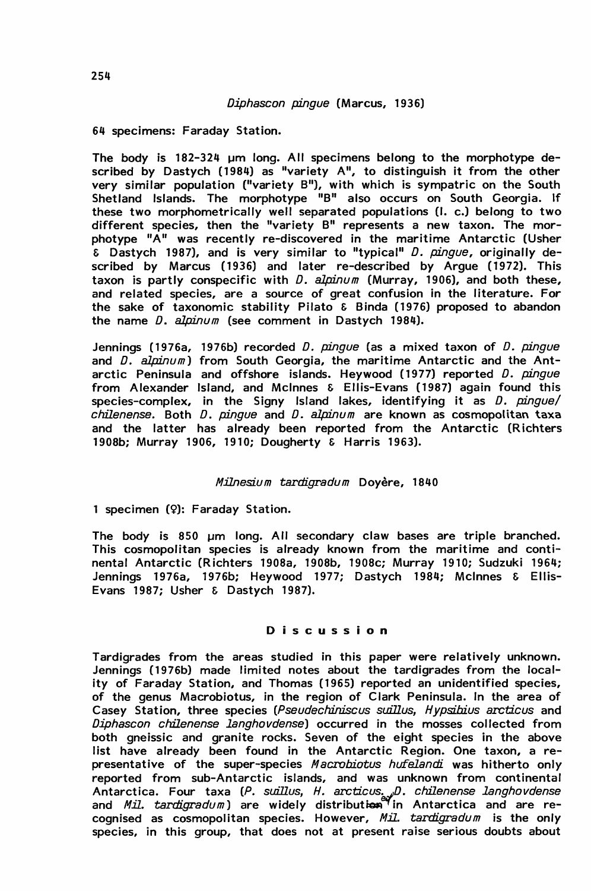### *Diphascon pingue* (Marcus, 1936)

64 specimens: Faraday Station.

The body is 182-324 µm long. All specimens belong to the morphotype described by Dastych (1984) as "variety A", to distinguish it from the other very similar population ("variety B"), with which is sympatric on the South Shetland Islands. The morphotype "B" also occurs on South Georgia. If these two morphometrically well separated populations (l. c.) belong to two different species, then the "variety B" represents a new taxon. The morphotype "A" was recently re-discovered in the maritime Antarctic (Usher & Dastych 1987), and is very similar to "typical" *D. pingue*, originally described by Marcus (1936) and later re-described by Argue (1972). This taxon is partly conspecific with *D. alpinum* (Murray, 1906), and both these, and related species, are a source of great confusion in the literature. For the sake of taxonomic stability Pilato & Binda (1976) proposed to abandon the name *D. alpinum* (see comment in Dastych 1984).

Jennings (1976a, 1976b) recorded *D. pingue* (as a mixed taxon of *D. pingue* and *D. alpinum*) from South Georgia, the maritime Antarctic and the Antarctic Peninsula and offshore islands. Heywood (1977) reported *D. pingue* from Alexander Island, and McInnes & Ellis-Evans (1987) again found this species-complex, in the Signy Island lakes, identifying it as *D. pingue/chilenense*. Both *D. pingue* and *D. alpinum* are known as cosmopolitan taxa and the latter has already been reported from the Antarctic (Richters 1908b; Murray 1906, 1910; Dougherty & Harris 1963).

### *Milnesium tardigradum* Doyère, 1840

1 specimen (♀): Faraday Station.

The body is 850 µm long. All secondary claw bases are triple branched. This cosmopolitan species is already known from the maritime and continental Antarctic (Richters 1908a, 1908b, 1908c; Murray 1910; Sudzuki 1964; Jennings 1976a, 1976b; Heywood 1977; Dastych 1984; McInnes & Ellis-Evans 1987; Usher & Dastych 1987).

## Discussion

Tardigrades from the areas studied in this paper were relatively unknown. Jennings (1976b) made limited notes about the tardigrades from the locality of Faraday Station, and Thomas (1965) reported an unidentified species, of the genus Macrobiotus, in the region of Clark Peninsula. In the area of Casey Station, three species (*Pseudechiniscus suillus*, *Hypsibius arcticus* and *Diphascon chilenense langhovdense*) occurred in the mosses collected from both gneissic and granite rocks. Seven of the eight species in the above list have already been found in the Antarctic Region. One taxon, a representative of the super-species *Macrobiotus hufelandi* was hitherto only reported from sub-Antarctic islands, and was unknown from continental Antarctica. Four taxa (*P. suillus*, *H. arcticus*, *D. chilenense langhovdense* and *Mil. tardigradum*) are widely distributed in Antarctica and are recognised as cosmopolitan species. However, *Mil. tardigradum* is the only species, in this group, that does not at present raise serious doubts about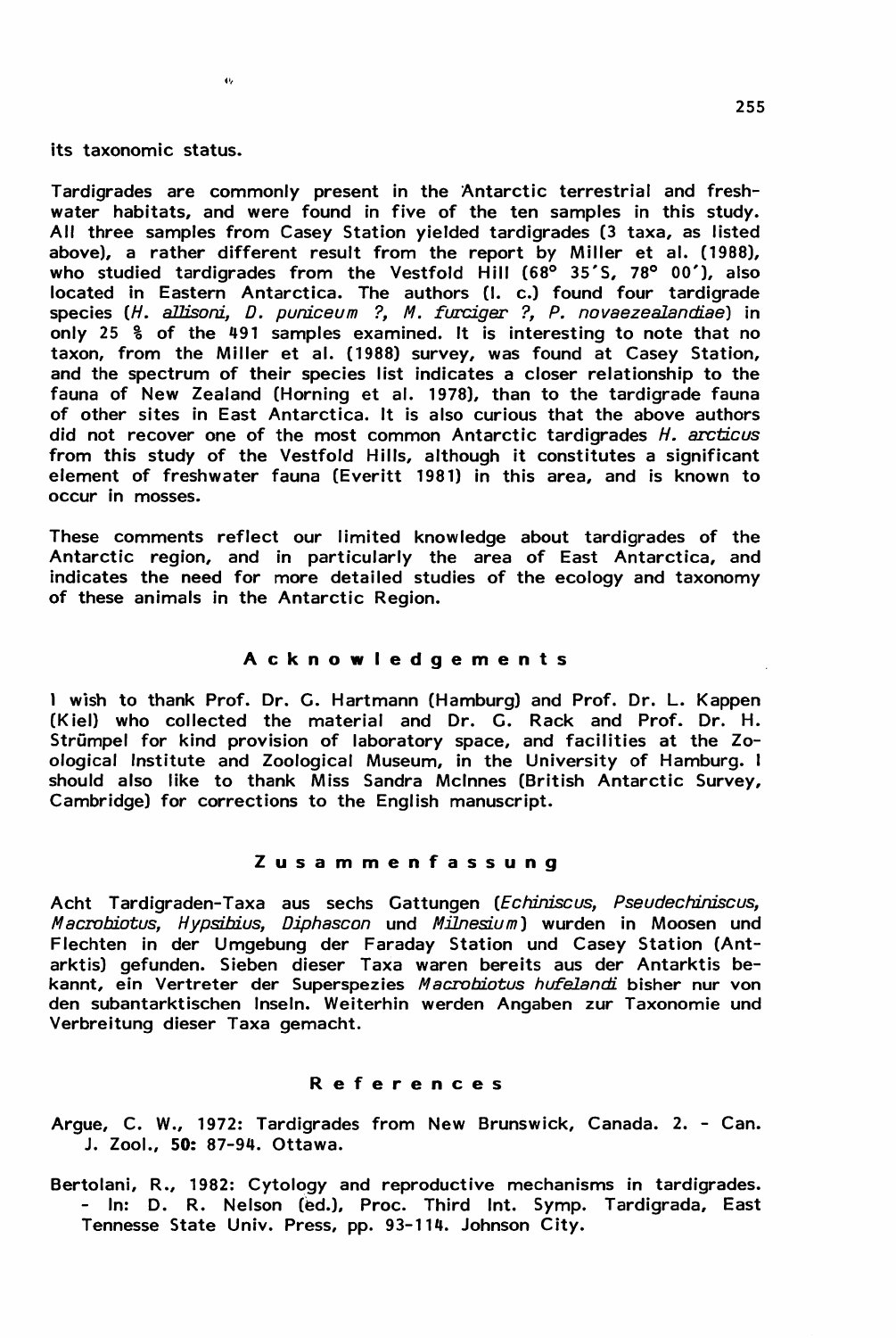its taxonomic status.

Tardigrades are commonly present in the Antarctic terrestrial and freshwater habitats, and were found in five of the ten samples in this study. All three samples from Casey Station yielded tardigrades (3 taxa, as listed above), a rather different result from the report by Miller et al. (1988), who studied tardigrades from the Vestfold Hill (68° 35'S, 78° 00'), also located in Eastern Antarctica. The authors (l. c.) found four tardigrade species (*H. allisoni*, *D. puniceum ?*, *M. furciger ?*, *P. novaezealandiae*) in only 25 % of the 491 samples examined. It is interesting to note that no taxon, from the Miller et al. (1988) survey, was found at Casey Station, and the spectrum of their species list indicates a closer relationship to the fauna of New Zealand (Horning et al. 1978), than to the tardigrade fauna of other sites in East Antarctica. It is also curious that the above authors did not recover one of the most common Antarctic tardigrades *H. arcticus* from this study of the Vestfold Hills, although it constitutes a significant element of freshwater fauna (Everitt 1981) in this area, and is known to occur in mosses.

These comments reflect our limited knowledge about tardigrades of the Antarctic region, and in particularly the area of East Antarctica, and indicates the need for more detailed studies of the ecology and taxonomy of these animals in the Antarctic Region.

## Acknowledgements

I wish to thank Prof. Dr. G. Hartmann (Hamburg) and Prof. Dr. L. Kappen (Kiel) who collected the material and Dr. G. Rack and Prof. Dr. H. Strümpel for kind provision of laboratory space, and facilities at the Zoological Institute and Zoological Museum, in the University of Hamburg. I should also like to thank Miss Sandra McInnes (British Antarctic Survey, Cambridge) for corrections to the English manuscript.

## Zusammenfassung

Acht Tardigraden-Taxa aus sechs Gattungen (*Echiniscus*, *Pseudechiniscus*, *Macrobiotus*, *Hypsibius*, *Diphascon* und *Milnesium*) wurden in Moosen und Flechten in der Umgebung der Faraday Station und Casey Station (Antarktis) gefunden. Sieben dieser Taxa waren bereits aus der Antarktis bekannt, ein Vertreter der Superspezies *Macrobiotus hufelandi* bisher nur von den subantarktischen Inseln. Weiterhin werden Angaben zur Taxonomie und Verbreitung dieser Taxa gemacht.

## References

Argue, C. W., 1972: Tardigrades from New Brunswick, Canada. 2. - Can. J. Zool., **50:** 87-94. Ottawa.

Bertolani, R., 1982: Cytology and reproductive mechanisms in tardigrades. - In: D. R. Nelson (ed.), Proc. Third Int. Symp. Tardigrada, East Tennesse State Univ. Press, pp. 93-114. Johnson City.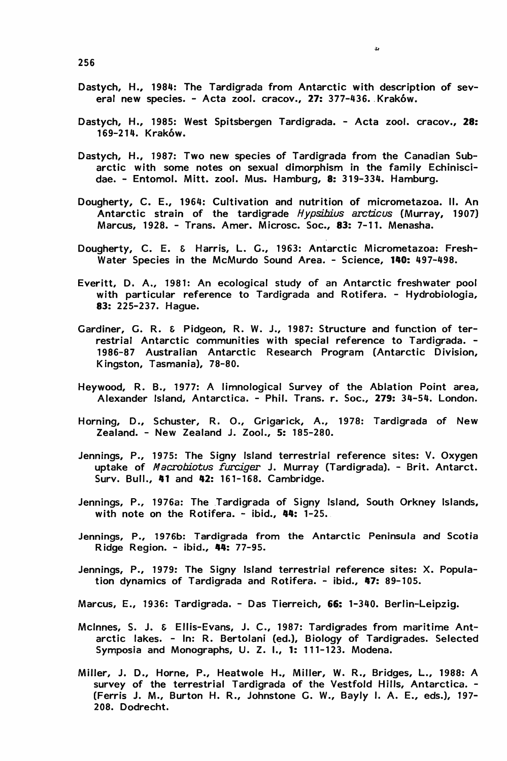Dastych, H., 1984: The Tardigrada from Antarctic with description of several new species. - Acta zool. cracov., **27:** 377-436. Kraków.

Dastych, H., 1985: West Spitsbergen Tardigrada. - Acta zool. cracov., **28:** 169-214. Kraków.

Dastych, H., 1987: Two new species of Tardigrada from the Canadian Subarctic with some notes on sexual dimorphism in the family Echiniscidae. - Entomol. Mitt. zool. Mus. Hamburg, **8:** 319-334. Hamburg.

Dougherty, C. E., 1964: Cultivation and nutrition of micrometazoa. II. An Antarctic strain of the tardigrade *Hypsibius arcticus* (Murray, 1907) Marcus, 1928. - Trans. Amer. Microsc. Soc., **83:** 7-11. Menasha.

Dougherty, C. E. & Harris, L. G., 1963: Antarctic Micrometazoa: Fresh-Water Species in the McMurdo Sound Area. - Science, **140:** 497-498.

Everitt, D. A., 1981: An ecological study of an Antarctic freshwater pool with particular reference to Tardigrada and Rotifera. - Hydrobiologia, **83:** 225-237. Hague.

Gardiner, G. R. & Pidgeon, R. W. J., 1987: Structure and function of terrestrial Antarctic communities with special reference to Tardigrada. - 1986-87 Australian Antarctic Research Program (Antarctic Division, Kingston, Tasmania), 78-80.

Heywood, R. B., 1977: A limnological Survey of the Ablation Point area, Alexander Island, Antarctica. - Phil. Trans. r. Soc., **279:** 34-54. London.

Horning, D., Schuster, R. O., Grigarick, A., 1978: Tardigrada of New Zealand. - New Zealand J. Zool., **5:** 185-280.

Jennings, P., 1975: The Signy Island terrestrial reference sites: V. Oxygen uptake of *Macrobiotus furciger* J. Murray (Tardigrada). - Brit. Antarct. Surv. Bull., **41** and **42:** 161-168. Cambridge.

Jennings, P., 1976a: The Tardigrada of Signy Island, South Orkney Islands, with note on the Rotifera. - ibid., **44:** 1-25.

Jennings, P., 1976b: Tardigrada from the Antarctic Peninsula and Scotia Ridge Region. - ibid., **44:** 77-95.

Jennings, P., 1979: The Signy Island terrestrial reference sites: X. Population dynamics of Tardigrada and Rotifera. - ibid., **47:** 89-105.

Marcus, E., 1936: Tardigrada. - Das Tierreich, **66:** 1-340. Berlin-Leipzig.

McInnes, S. J. & Ellis-Evans, J. C., 1987: Tardigrades from maritime Antarctic lakes. - In: R. Bertolani (ed.), Biology of Tardigrades. Selected Symposia and Monographs, U. Z. I., **1:** 111-123. Modena.

Miller, J. D., Horne, P., Heatwole H., Miller, W. R., Bridges, L., 1988: A survey of the terrestrial Tardigrada of the Vestfold Hills, Antarctica. - (Ferris J. M., Burton H. R., Johnstone G. W., Bayly I. A. E., eds.), 197-208. Dodrecht.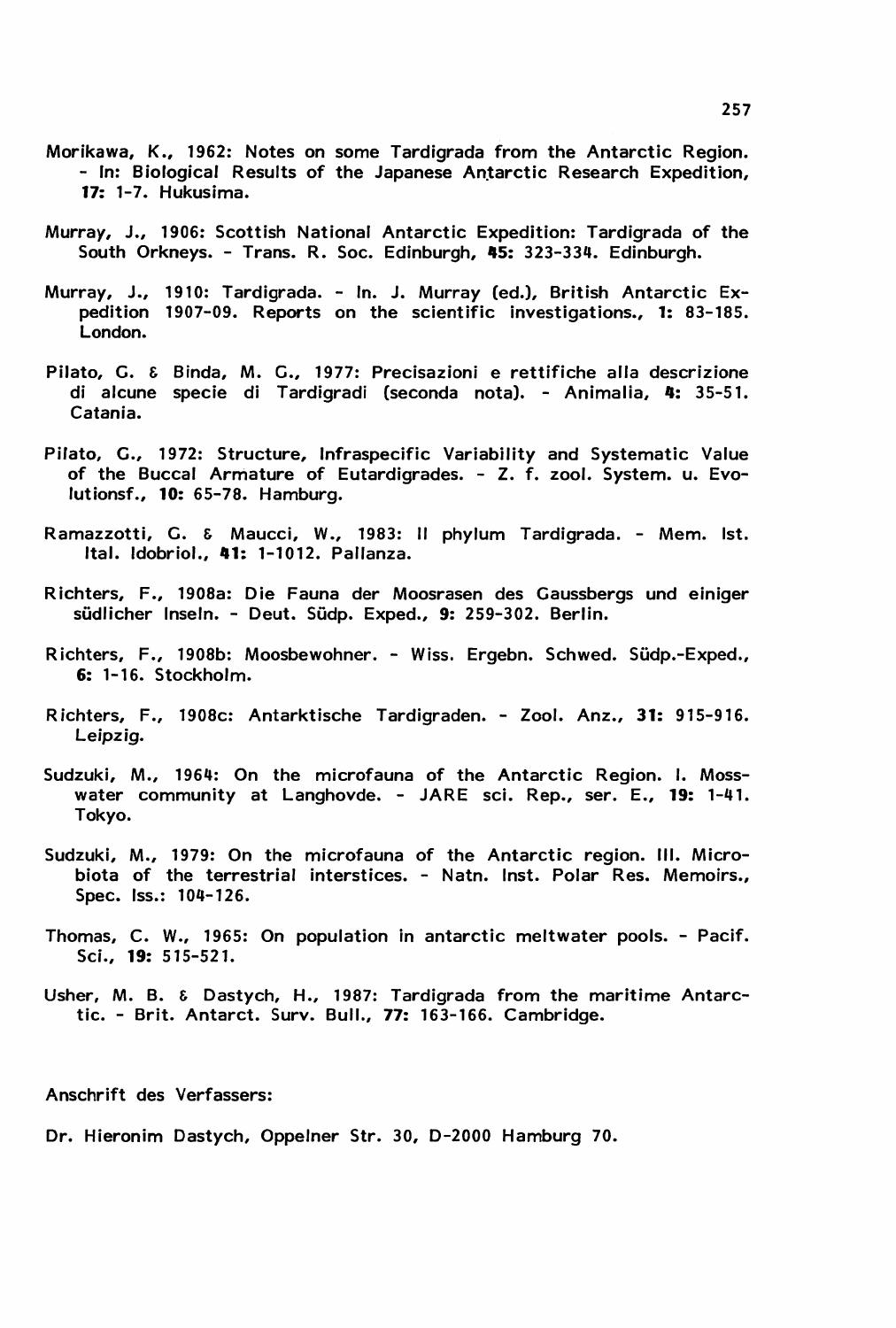Morikawa, K., 1962: Notes on some Tardigrada from the Antarctic Region. - In: Biological Results of the Japanese Antarctic Research Expedition, **17:** 1-7. Hukusima.

Murray, J., 1906: Scottish National Antarctic Expedition: Tardigrada of the South Orkneys. - Trans. R. Soc. Edinburgh, **45:** 323-334. Edinburgh.

Murray, J., 1910: Tardigrada. - In. J. Murray (ed.), British Antarctic Expedition 1907-09. Reports on the scientific investigations., **1:** 83-185. London.

Pilato, G. & Binda, M. G., 1977: Precisazioni e rettifiche alla descrizione di alcune specie di Tardigradi (seconda nota). - Animalia, **4:** 35-51. Catania.

Pilato, G., 1972: Structure, Infraspecific Variability and Systematic Value of the Buccal Armature of Eutardigrades. - Z. f. zool. System. u. Evolutionsf., **10:** 65-78. Hamburg.

Ramazzotti, G. & Maucci, W., 1983: Il phylum Tardigrada. - Mem. Ist. Ital. Idobriol., **41:** 1-1012. Pallanza.

Richters, F., 1908a: Die Fauna der Moosrasen des Gaussbergs und einiger südlicher Inseln. - Deut. Südp. Exped., **9:** 259-302. Berlin.

Richters, F., 1908b: Moosbewohner. - Wiss. Ergebn. Schwed. Südp.-Exped., **6:** 1-16. Stockholm.

Richters, F., 1908c: Antarktische Tardigraden. - Zool. Anz., **31:** 915-916. Leipzig.

Sudzuki, M., 1964: On the microfauna of the Antarctic Region. I. Moss-water community at Langhovde. - JARE sci. Rep., ser. E., **19:** 1-41. Tokyo.

Sudzuki, M., 1979: On the microfauna of the Antarctic region. III. Microbiota of the terrestrial interstices. - Natn. Inst. Polar Res. Memoirs., Spec. Iss.: 104-126.

Thomas, C. W., 1965: On population in antarctic meltwater pools. - Pacif. Sci., **19:** 515-521.

Usher, M. B. & Dastych, H., 1987: Tardigrada from the maritime Antarctic. - Brit. Antarct. Surv. Bull., **77:** 163-166. Cambridge.

Anschrift des Verfassers:

Dr. Hieronim Dastych, Oppelner Str. 30, D-2000 Hamburg 70.